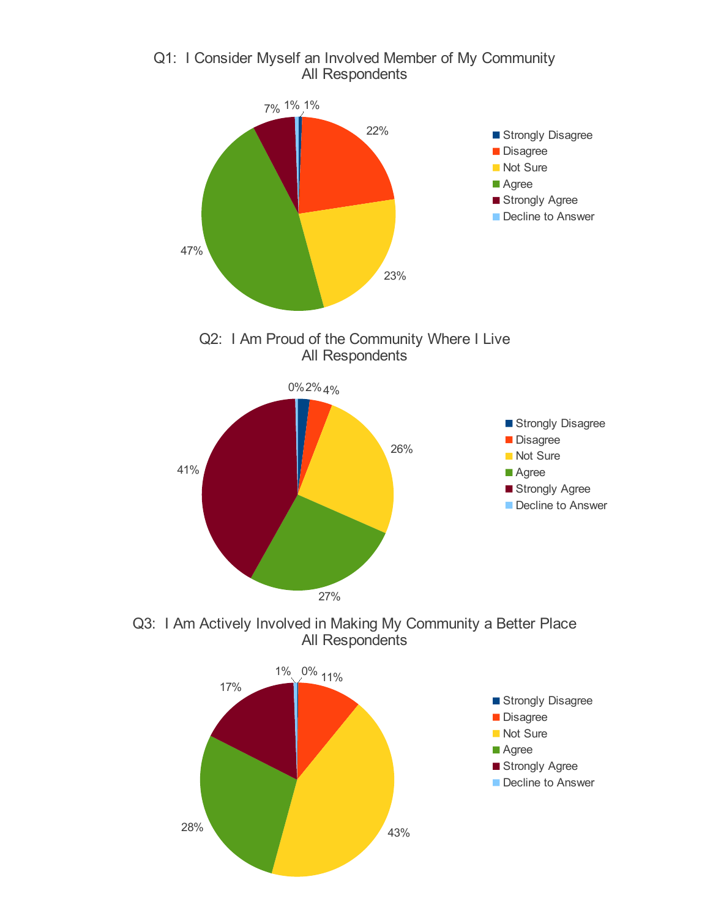## Q1: I Consider Myself an Involved Member of My Community
All Respondents

| Response | Percent |
| --- | --- |
| Strongly Disagree | 1% |
| Disagree | 22% |
| Not Sure | 23% |
| Agree | 47% |
| Strongly Agree | 7% |
| Decline to Answer | 1% |

## Q2: I Am Proud of the Community Where I Live
All Respondents

| Response | Percent |
| --- | --- |
| Strongly Disagree | 2% |
| Disagree | 4% |
| Not Sure | 26% |
| Agree | 27% |
| Strongly Agree | 41% |
| Decline to Answer | 0% |

## Q3: I Am Actively Involved in Making My Community a Better Place
All Respondents

| Response | Percent |
| --- | --- |
| Strongly Disagree | 0% |
| Disagree | 11% |
| Not Sure | 43% |
| Agree | 28% |
| Strongly Agree | 17% |
| Decline to Answer | 1% |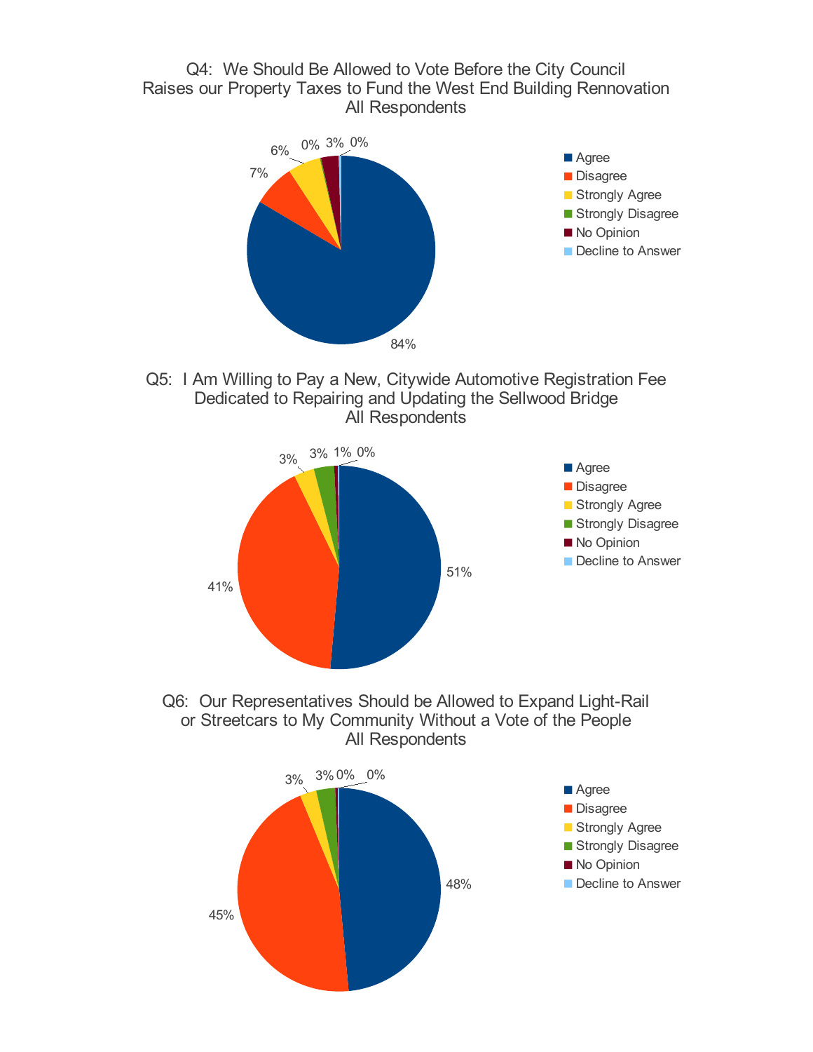## Q4: We Should Be Allowed to Vote Before the City Council Raises our Property Taxes to Fund the West End Building Rennovation
All Respondents

| Response | Percent |
| --- | --- |
| Agree | 84% |
| Disagree | 7% |
| Strongly Agree | 6% |
| Strongly Disagree | 0% |
| No Opinion | 3% |
| Decline to Answer | 0% |

## Q5: I Am Willing to Pay a New, Citywide Automotive Registration Fee Dedicated to Repairing and Updating the Sellwood Bridge
All Respondents

| Response | Percent |
| --- | --- |
| Agree | 51% |
| Disagree | 41% |
| Strongly Agree | 3% |
| Strongly Disagree | 3% |
| No Opinion | 1% |
| Decline to Answer | 0% |

## Q6: Our Representatives Should be Allowed to Expand Light-Rail or Streetcars to My Community Without a Vote of the People
All Respondents

| Response | Percent |
| --- | --- |
| Agree | 48% |
| Disagree | 45% |
| Strongly Agree | 3% |
| Strongly Disagree | 3% |
| No Opinion | 0% |
| Decline to Answer | 0% |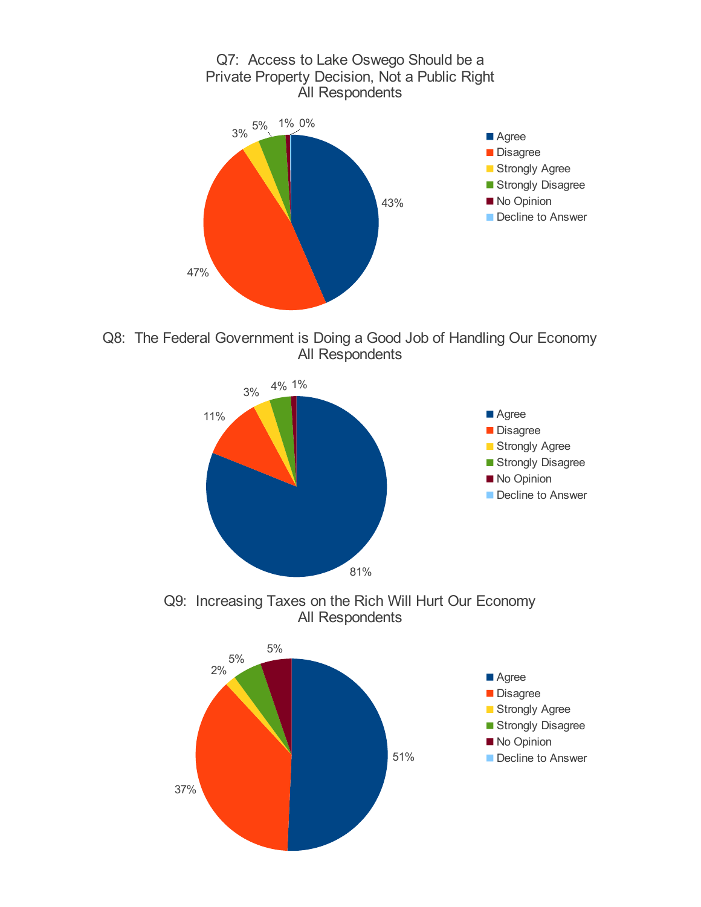## Q7: Access to Lake Oswego Should be a Private Property Decision, Not a Public Right
### All Respondents

| Response | Percent |
| --- | --- |
| Agree | 43% |
| Disagree | 47% |
| Strongly Agree | 3% |
| Strongly Disagree | 5% |
| No Opinion | 1% |
| Decline to Answer | 0% |

## Q8: The Federal Government is Doing a Good Job of Handling Our Economy
### All Respondents

| Response | Percent |
| --- | --- |
| Agree | 81% |
| Disagree | 11% |
| Strongly Agree | 3% |
| Strongly Disagree | 4% |
| No Opinion | 1% |
| Decline to Answer | |

## Q9: Increasing Taxes on the Rich Will Hurt Our Economy
### All Respondents

| Response | Percent |
| --- | --- |
| Agree | 51% |
| Disagree | 37% |
| Strongly Agree | 2% |
| Strongly Disagree | 5% |
| No Opinion | 5% |
| Decline to Answer | |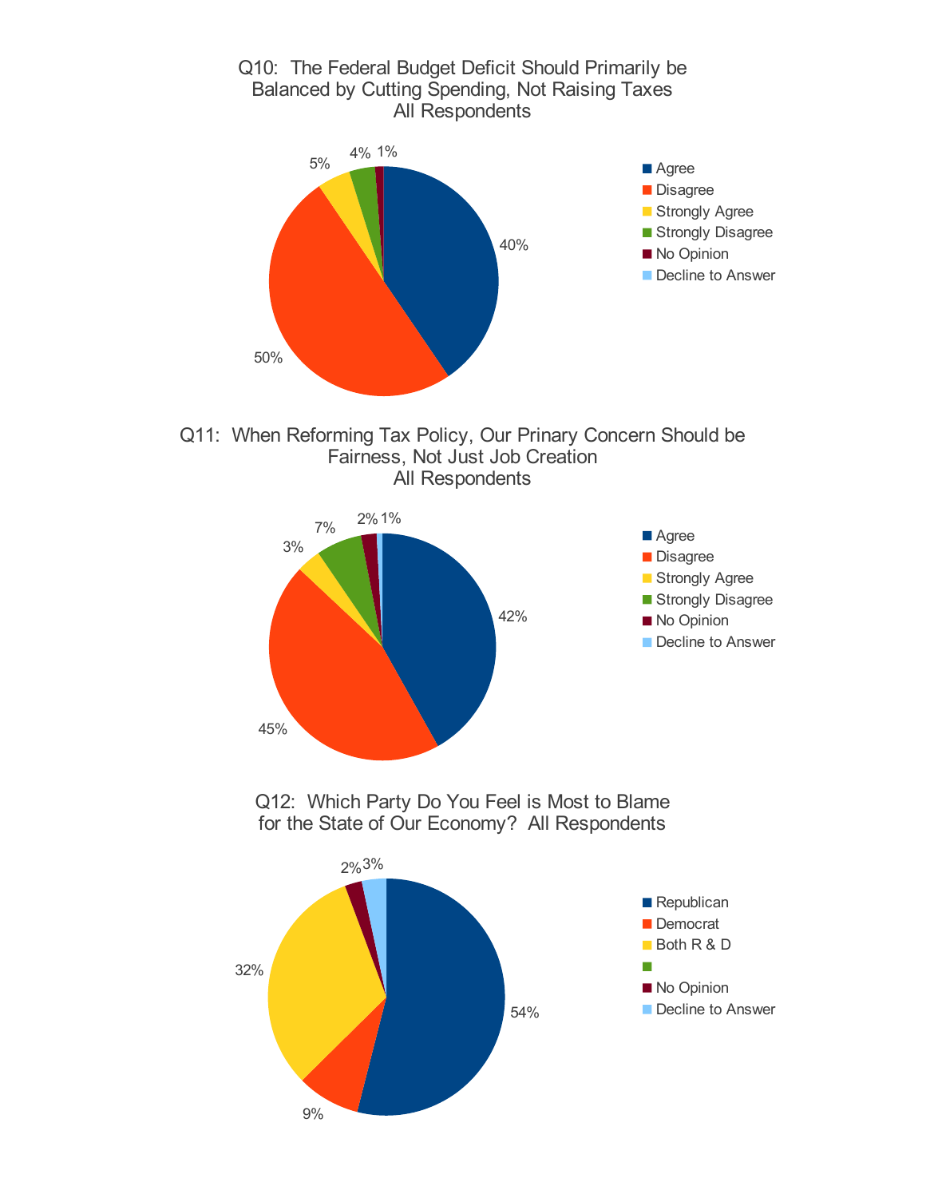## Q10: The Federal Budget Deficit Should Primarily be Balanced by Cutting Spending, Not Raising Taxes
### All Respondents

| Response | Percentage |
| --- | --- |
| Agree | 40% |
| Disagree | 50% |
| Strongly Agree | 5% |
| Strongly Disagree | 4% |
| No Opinion | 1% |
| Decline to Answer | |

## Q11: When Reforming Tax Policy, Our Prinary Concern Should be Fairness, Not Just Job Creation
### All Respondents

| Response | Percentage |
| --- | --- |
| Agree | 42% |
| Disagree | 45% |
| Strongly Agree | 3% |
| Strongly Disagree | 7% |
| No Opinion | 2% |
| Decline to Answer | 1% |

## Q12: Which Party Do You Feel is Most to Blame for the State of Our Economy? All Respondents

| Response | Percentage |
| --- | --- |
| Republican | 54% |
| Democrat | 9% |
| Both R & D | 32% |
| | |
| No Opinion | 2% |
| Decline to Answer | 3% |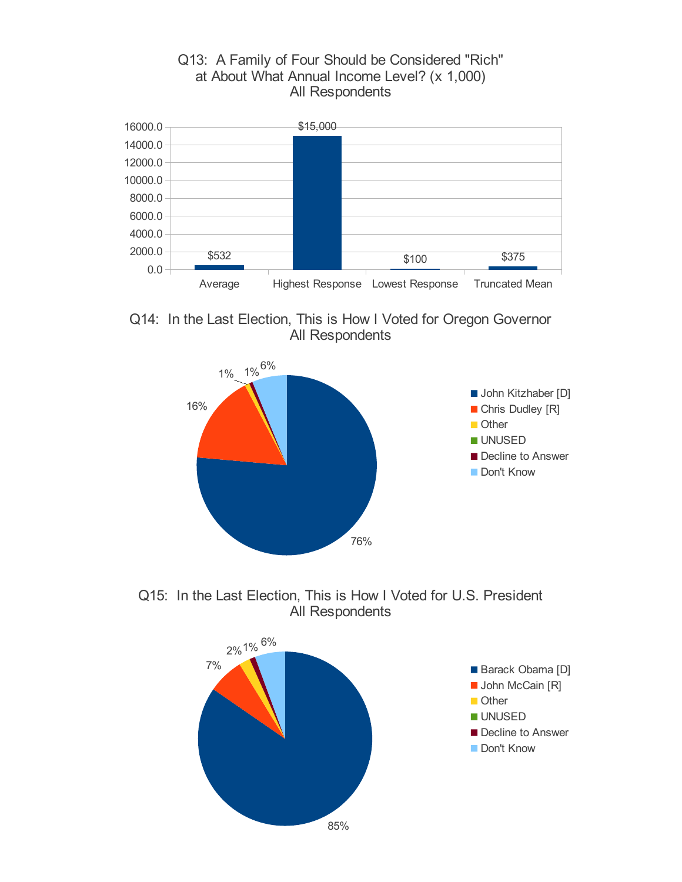## Q13: A Family of Four Should be Considered "Rich" at About What Annual Income Level? (x 1,000)

All Respondents

| Category | Value |
|---|---|
| Average | $532 |
| Highest Response | $15,000 |
| Lowest Response | $100 |
| Truncated Mean | $375 |

## Q14: In the Last Election, This is How I Voted for Oregon Governor

All Respondents

| Response | Percent |
|---|---|
| John Kitzhaber [D] | 76% |
| Chris Dudley [R] | 16% |
| Other | 1% |
| UNUSED | |
| Decline to Answer | 1% |
| Don't Know | 6% |

## Q15: In the Last Election, This is How I Voted for U.S. President

All Respondents

| Response | Percent |
|---|---|
| Barack Obama [D] | 85% |
| John McCain [R] | 7% |
| Other | 2% |
| UNUSED | |
| Decline to Answer | 1% |
| Don't Know | 6% |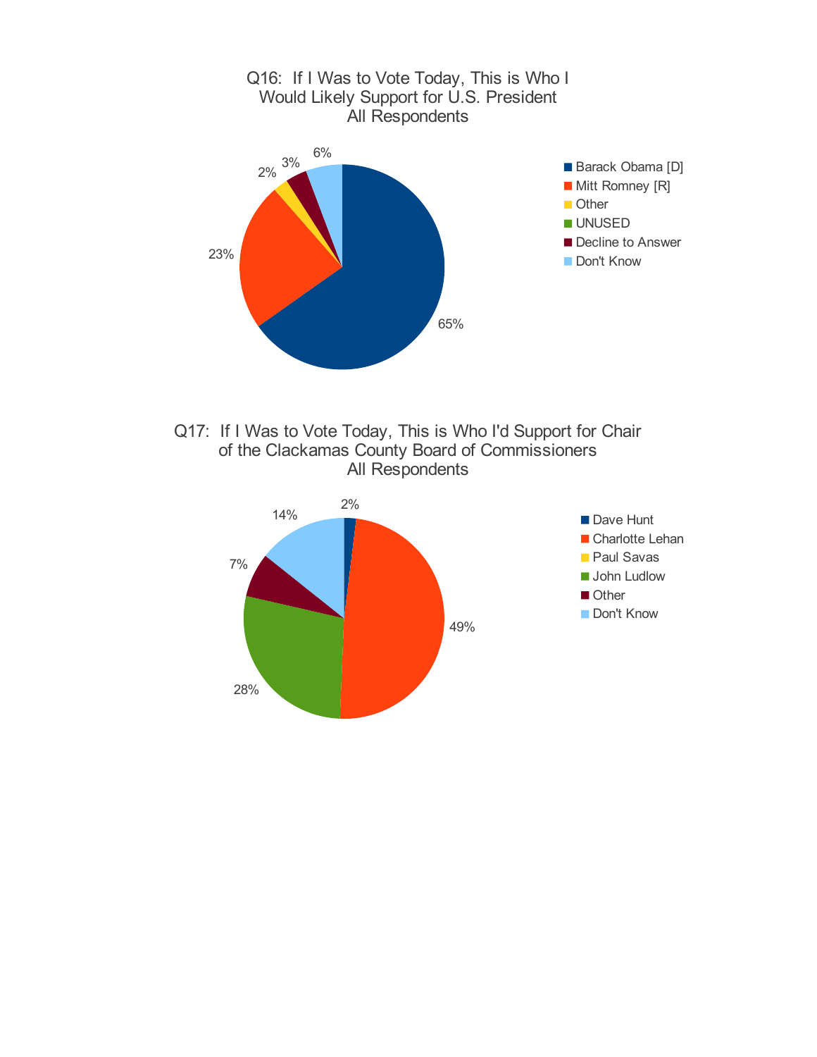Q16: If I Was to Vote Today, This is Who I Would Likely Support for U.S. President
All Respondents

65%
23%
2%
3%
6%

Barack Obama [D]
Mitt Romney [R]
Other
UNUSED
Decline to Answer
Don't Know

Q17: If I Was to Vote Today, This is Who I'd Support for Chair of the Clackamas County Board of Commissioners
All Respondents

2%
49%
28%
7%
14%

Dave Hunt
Charlotte Lehan
Paul Savas
John Ludlow
Other
Don't Know